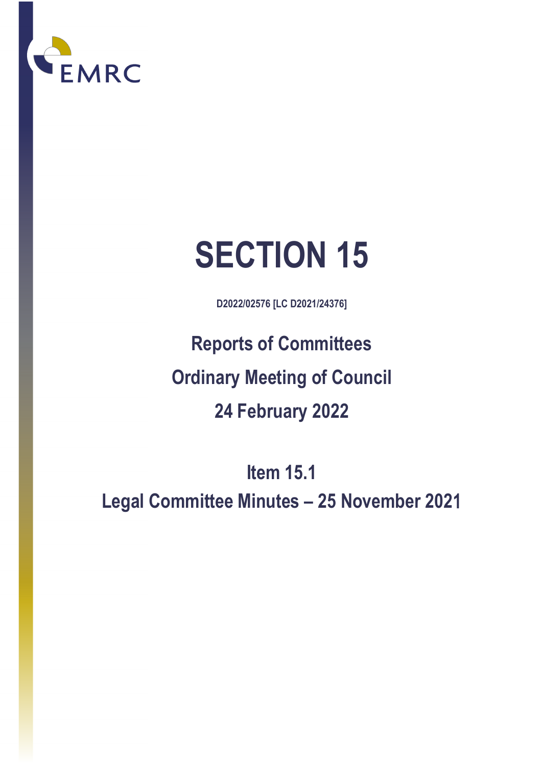EMRC

# SECTION 15

**D2022/02576 [LC D2021/24376]**

## Reports of Committees

## Ordinary Meeting of Council

## 24 February 2022

## Item 15.1

## Legal Committee Minutes – 25 November 2021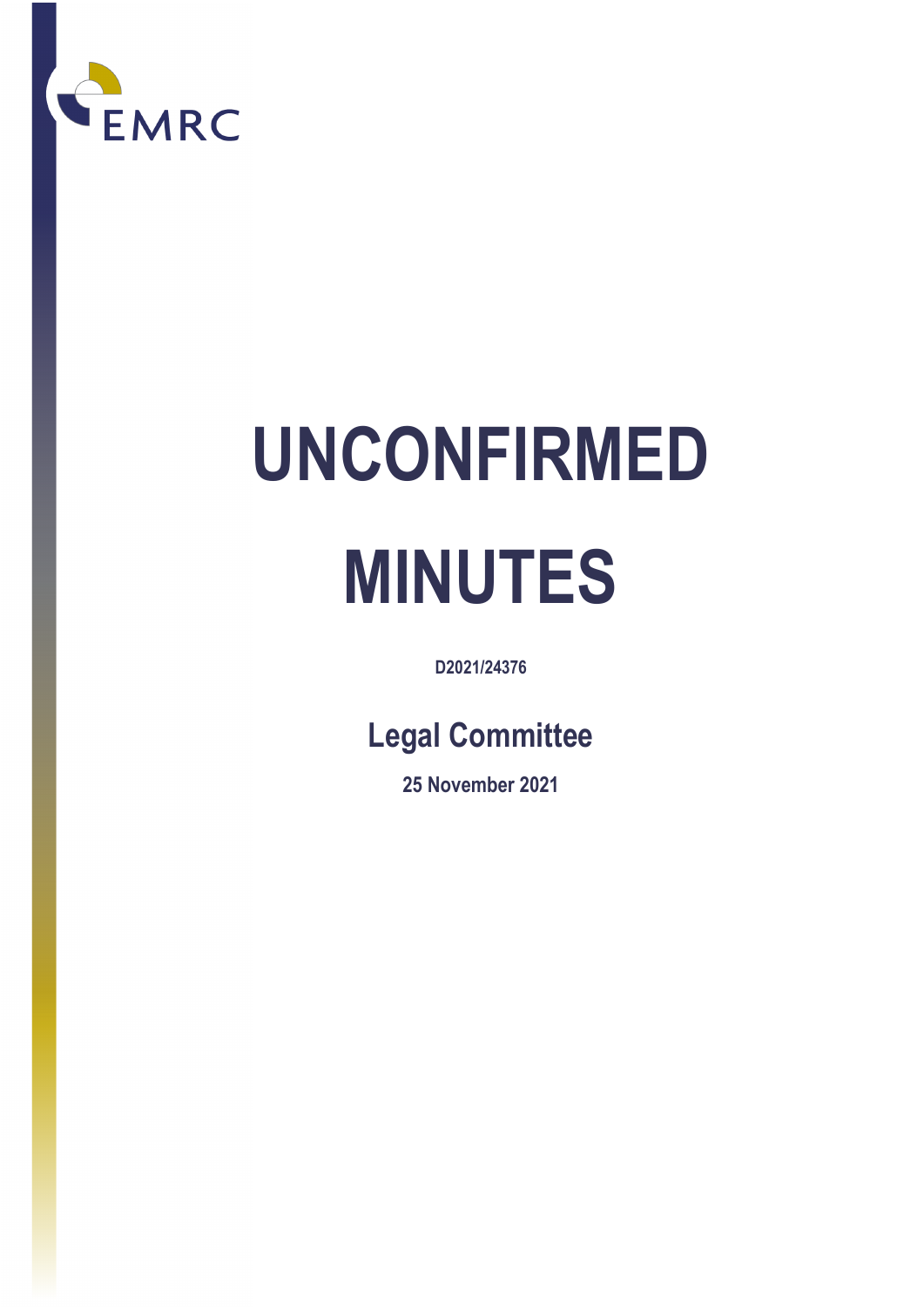EMRC

# UNCONFIRMED MINUTES

**D2021/24376**

## Legal Committee

**25 November 2021**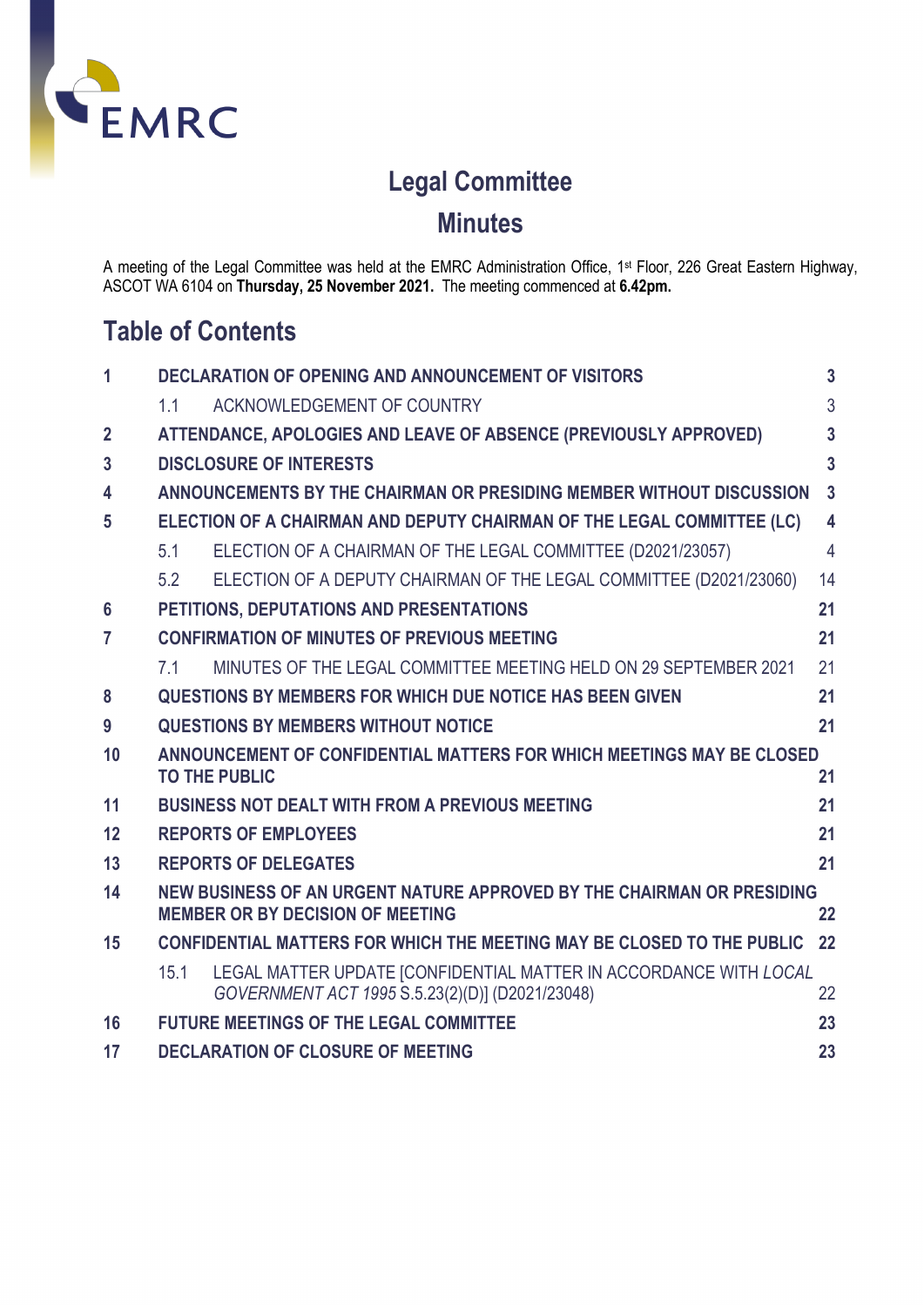# Legal Committee

## Minutes

A meeting of the Legal Committee was held at the EMRC Administration Office, 1st Floor, 226 Great Eastern Highway, ASCOT WA 6104 on **Thursday, 25 November 2021.** The meeting commenced at **6.42pm.**

## Table of Contents

| | | |
|---|---|---|
| **1** | **DECLARATION OF OPENING AND ANNOUNCEMENT OF VISITORS** | **3** |
| | 1.1 ACKNOWLEDGEMENT OF COUNTRY | 3 |
| **2** | **ATTENDANCE, APOLOGIES AND LEAVE OF ABSENCE (PREVIOUSLY APPROVED)** | **3** |
| **3** | **DISCLOSURE OF INTERESTS** | **3** |
| **4** | **ANNOUNCEMENTS BY THE CHAIRMAN OR PRESIDING MEMBER WITHOUT DISCUSSION** | **3** |
| **5** | **ELECTION OF A CHAIRMAN AND DEPUTY CHAIRMAN OF THE LEGAL COMMITTEE (LC)** | **4** |
| | 5.1 ELECTION OF A CHAIRMAN OF THE LEGAL COMMITTEE (D2021/23057) | 4 |
| | 5.2 ELECTION OF A DEPUTY CHAIRMAN OF THE LEGAL COMMITTEE (D2021/23060) | 14 |
| **6** | **PETITIONS, DEPUTATIONS AND PRESENTATIONS** | **21** |
| **7** | **CONFIRMATION OF MINUTES OF PREVIOUS MEETING** | **21** |
| | 7.1 MINUTES OF THE LEGAL COMMITTEE MEETING HELD ON 29 SEPTEMBER 2021 | 21 |
| **8** | **QUESTIONS BY MEMBERS FOR WHICH DUE NOTICE HAS BEEN GIVEN** | **21** |
| **9** | **QUESTIONS BY MEMBERS WITHOUT NOTICE** | **21** |
| **10** | **ANNOUNCEMENT OF CONFIDENTIAL MATTERS FOR WHICH MEETINGS MAY BE CLOSED TO THE PUBLIC** | **21** |
| **11** | **BUSINESS NOT DEALT WITH FROM A PREVIOUS MEETING** | **21** |
| **12** | **REPORTS OF EMPLOYEES** | **21** |
| **13** | **REPORTS OF DELEGATES** | **21** |
| **14** | **NEW BUSINESS OF AN URGENT NATURE APPROVED BY THE CHAIRMAN OR PRESIDING MEMBER OR BY DECISION OF MEETING** | **22** |
| **15** | **CONFIDENTIAL MATTERS FOR WHICH THE MEETING MAY BE CLOSED TO THE PUBLIC** | **22** |
| | 15.1 LEGAL MATTER UPDATE [CONFIDENTIAL MATTER IN ACCORDANCE WITH *LOCAL GOVERNMENT ACT 1995* S.5.23(2)(D)] (D2021/23048) | 22 |
| **16** | **FUTURE MEETINGS OF THE LEGAL COMMITTEE** | **23** |
| **17** | **DECLARATION OF CLOSURE OF MEETING** | **23** |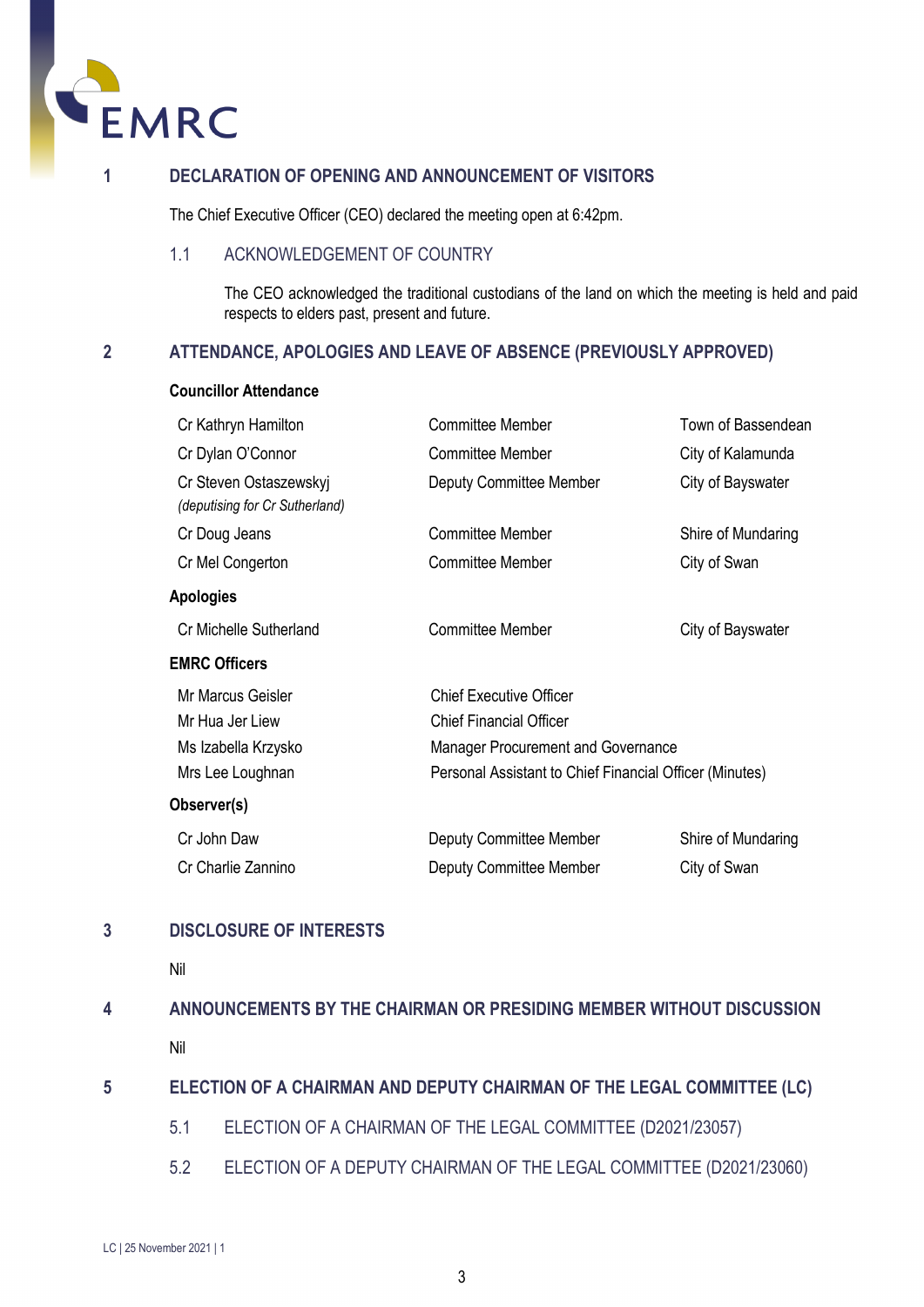## 1 DECLARATION OF OPENING AND ANNOUNCEMENT OF VISITORS

The Chief Executive Officer (CEO) declared the meeting open at 6:42pm.

### 1.1 ACKNOWLEDGEMENT OF COUNTRY

The CEO acknowledged the traditional custodians of the land on which the meeting is held and paid respects to elders past, present and future.

## 2 ATTENDANCE, APOLOGIES AND LEAVE OF ABSENCE (PREVIOUSLY APPROVED)

**Councillor Attendance**

| | | |
|---|---|---|
| Cr Kathryn Hamilton | Committee Member | Town of Bassendean |
| Cr Dylan O'Connor | Committee Member | City of Kalamunda |
| Cr Steven Ostaszewskyj *(deputising for Cr Sutherland)* | Deputy Committee Member | City of Bayswater |
| Cr Doug Jeans | Committee Member | Shire of Mundaring |
| Cr Mel Congerton | Committee Member | City of Swan |

**Apologies**

| | | |
|---|---|---|
| Cr Michelle Sutherland | Committee Member | City of Bayswater |

**EMRC Officers**

| | |
|---|---|
| Mr Marcus Geisler | Chief Executive Officer |
| Mr Hua Jer Liew | Chief Financial Officer |
| Ms Izabella Krzysko | Manager Procurement and Governance |
| Mrs Lee Loughnan | Personal Assistant to Chief Financial Officer (Minutes) |

**Observer(s)**

| | | |
|---|---|---|
| Cr John Daw | Deputy Committee Member | Shire of Mundaring |
| Cr Charlie Zannino | Deputy Committee Member | City of Swan |

## 3 DISCLOSURE OF INTERESTS

Nil

## 4 ANNOUNCEMENTS BY THE CHAIRMAN OR PRESIDING MEMBER WITHOUT DISCUSSION

Nil

## 5 ELECTION OF A CHAIRMAN AND DEPUTY CHAIRMAN OF THE LEGAL COMMITTEE (LC)

### 5.1 ELECTION OF A CHAIRMAN OF THE LEGAL COMMITTEE (D2021/23057)

### 5.2 ELECTION OF A DEPUTY CHAIRMAN OF THE LEGAL COMMITTEE (D2021/23060)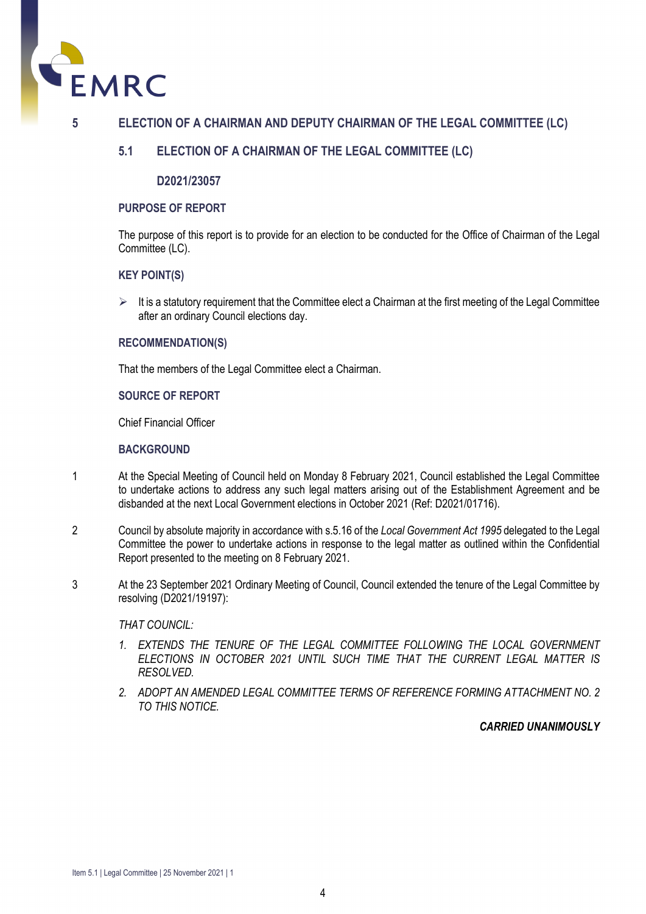# 5 ELECTION OF A CHAIRMAN AND DEPUTY CHAIRMAN OF THE LEGAL COMMITTEE (LC)

## 5.1 ELECTION OF A CHAIRMAN OF THE LEGAL COMMITTEE (LC)

**D2021/23057**

### PURPOSE OF REPORT

The purpose of this report is to provide for an election to be conducted for the Office of Chairman of the Legal Committee (LC).

### KEY POINT(S)

- It is a statutory requirement that the Committee elect a Chairman at the first meeting of the Legal Committee after an ordinary Council elections day.

### RECOMMENDATION(S)

That the members of the Legal Committee elect a Chairman.

### SOURCE OF REPORT

Chief Financial Officer

### BACKGROUND

1. At the Special Meeting of Council held on Monday 8 February 2021, Council established the Legal Committee to undertake actions to address any such legal matters arising out of the Establishment Agreement and be disbanded at the next Local Government elections in October 2021 (Ref: D2021/01716).

2. Council by absolute majority in accordance with s.5.16 of the *Local Government Act 1995* delegated to the Legal Committee the power to undertake actions in response to the legal matter as outlined within the Confidential Report presented to the meeting on 8 February 2021.

3. At the 23 September 2021 Ordinary Meeting of Council, Council extended the tenure of the Legal Committee by resolving (D2021/19197):

   *THAT COUNCIL:*

   1. *EXTENDS THE TENURE OF THE LEGAL COMMITTEE FOLLOWING THE LOCAL GOVERNMENT ELECTIONS IN OCTOBER 2021 UNTIL SUCH TIME THAT THE CURRENT LEGAL MATTER IS RESOLVED.*
   2. *ADOPT AN AMENDED LEGAL COMMITTEE TERMS OF REFERENCE FORMING ATTACHMENT NO. 2 TO THIS NOTICE.*

   ***CARRIED UNANIMOUSLY***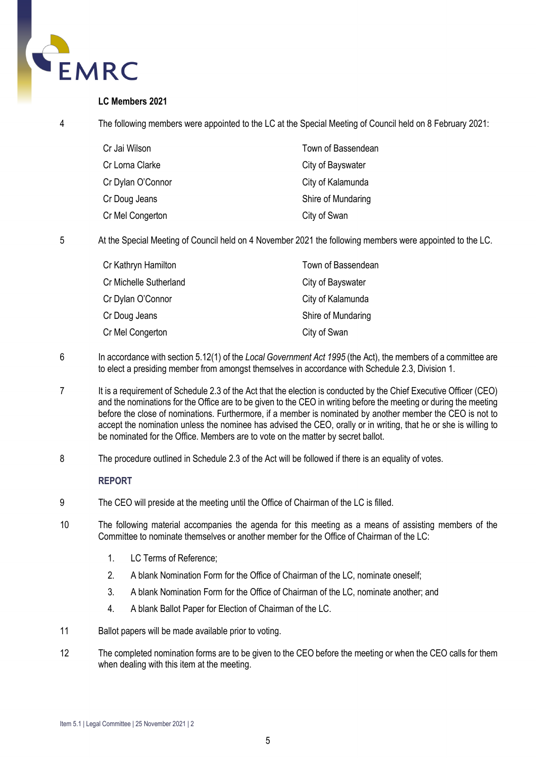**LC Members 2021**

4 The following members were appointed to the LC at the Special Meeting of Council held on 8 February 2021:

| | |
|---|---|
| Cr Jai Wilson | Town of Bassendean |
| Cr Lorna Clarke | City of Bayswater |
| Cr Dylan O'Connor | City of Kalamunda |
| Cr Doug Jeans | Shire of Mundaring |
| Cr Mel Congerton | City of Swan |

5 At the Special Meeting of Council held on 4 November 2021 the following members were appointed to the LC.

| | |
|---|---|
| Cr Kathryn Hamilton | Town of Bassendean |
| Cr Michelle Sutherland | City of Bayswater |
| Cr Dylan O'Connor | City of Kalamunda |
| Cr Doug Jeans | Shire of Mundaring |
| Cr Mel Congerton | City of Swan |

6 In accordance with section 5.12(1) of the *Local Government Act 1995* (the Act), the members of a committee are to elect a presiding member from amongst themselves in accordance with Schedule 2.3, Division 1.

7 It is a requirement of Schedule 2.3 of the Act that the election is conducted by the Chief Executive Officer (CEO) and the nominations for the Office are to be given to the CEO in writing before the meeting or during the meeting before the close of nominations. Furthermore, if a member is nominated by another member the CEO is not to accept the nomination unless the nominee has advised the CEO, orally or in writing, that he or she is willing to be nominated for the Office. Members are to vote on the matter by secret ballot.

8 The procedure outlined in Schedule 2.3 of the Act will be followed if there is an equality of votes.

**REPORT**

9 The CEO will preside at the meeting until the Office of Chairman of the LC is filled.

10 The following material accompanies the agenda for this meeting as a means of assisting members of the Committee to nominate themselves or another member for the Office of Chairman of the LC:

1. LC Terms of Reference;
2. A blank Nomination Form for the Office of Chairman of the LC, nominate oneself;
3. A blank Nomination Form for the Office of Chairman of the LC, nominate another; and
4. A blank Ballot Paper for Election of Chairman of the LC.

11 Ballot papers will be made available prior to voting.

12 The completed nomination forms are to be given to the CEO before the meeting or when the CEO calls for them when dealing with this item at the meeting.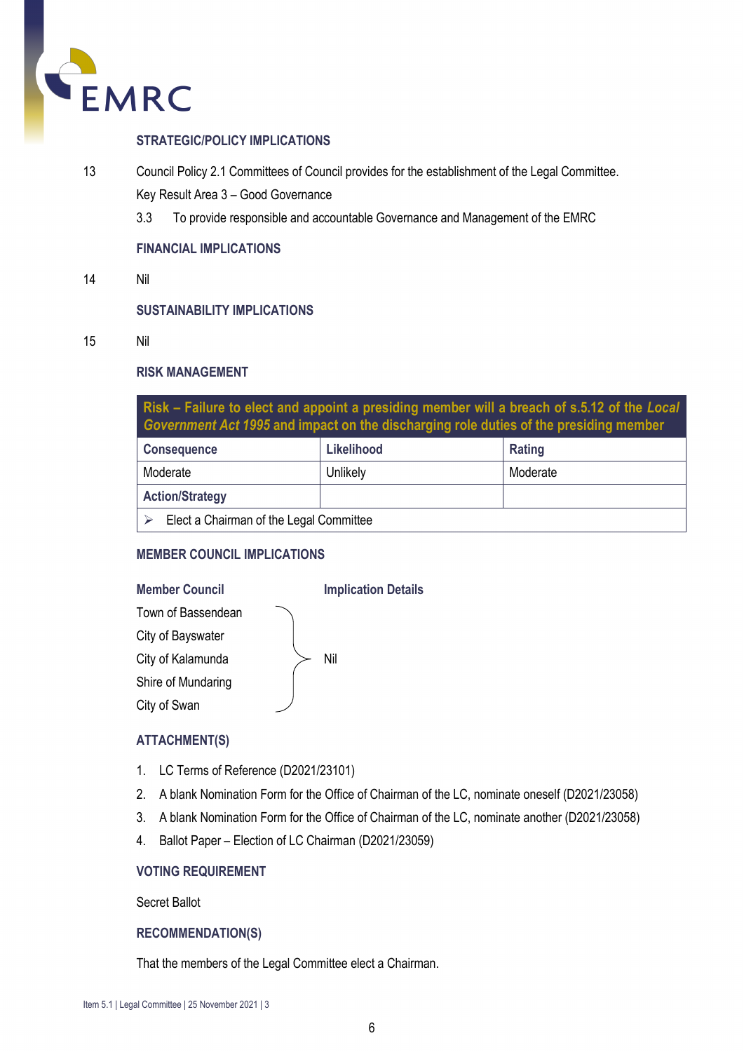## STRATEGIC/POLICY IMPLICATIONS

13 Council Policy 2.1 Committees of Council provides for the establishment of the Legal Committee.

Key Result Area 3 – Good Governance

3.3 To provide responsible and accountable Governance and Management of the EMRC

## FINANCIAL IMPLICATIONS

14 Nil

## SUSTAINABILITY IMPLICATIONS

15 Nil

## RISK MANAGEMENT

| Risk – Failure to elect and appoint a presiding member will a breach of s.5.12 of the *Local Government Act 1995* and impact on the discharging role duties of the presiding member | | |
|---|---|---|
| **Consequence** | **Likelihood** | **Rating** |
| Moderate | Unlikely | Moderate |
| **Action/Strategy** | | |
| ➢ Elect a Chairman of the Legal Committee | | |

## MEMBER COUNCIL IMPLICATIONS

| Member Council | Implication Details |
|---|---|
| Town of Bassendean | Nil |
| City of Bayswater | Nil |
| City of Kalamunda | Nil |
| Shire of Mundaring | Nil |
| City of Swan | Nil |

## ATTACHMENT(S)

1. LC Terms of Reference (D2021/23101)
2. A blank Nomination Form for the Office of Chairman of the LC, nominate oneself (D2021/23058)
3. A blank Nomination Form for the Office of Chairman of the LC, nominate another (D2021/23058)
4. Ballot Paper – Election of LC Chairman (D2021/23059)

## VOTING REQUIREMENT

Secret Ballot

## RECOMMENDATION(S)

That the members of the Legal Committee elect a Chairman.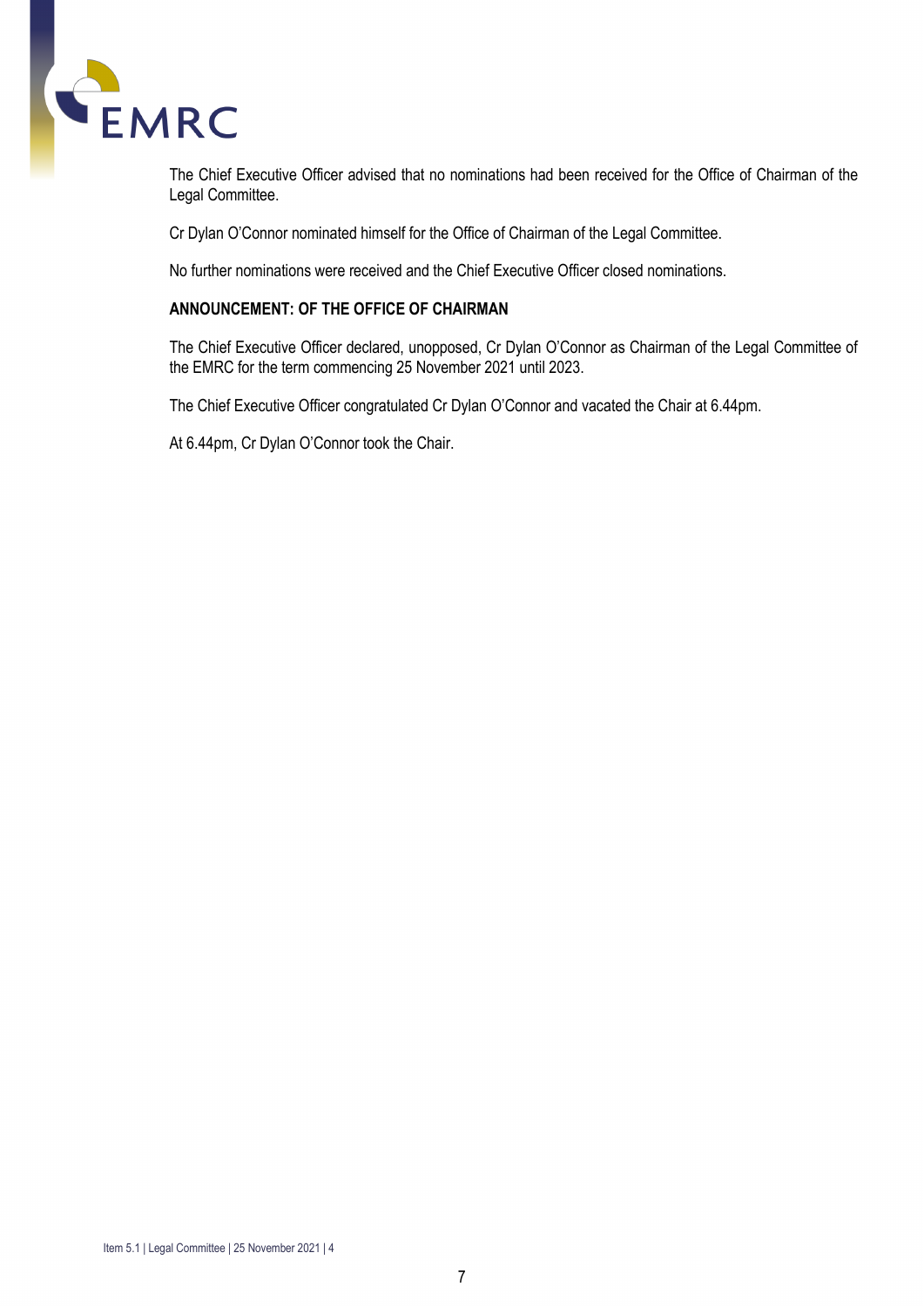The Chief Executive Officer advised that no nominations had been received for the Office of Chairman of the Legal Committee.

Cr Dylan O'Connor nominated himself for the Office of Chairman of the Legal Committee.

No further nominations were received and the Chief Executive Officer closed nominations.

**ANNOUNCEMENT: OF THE OFFICE OF CHAIRMAN**

The Chief Executive Officer declared, unopposed, Cr Dylan O'Connor as Chairman of the Legal Committee of the EMRC for the term commencing 25 November 2021 until 2023.

The Chief Executive Officer congratulated Cr Dylan O'Connor and vacated the Chair at 6.44pm.

At 6.44pm, Cr Dylan O'Connor took the Chair.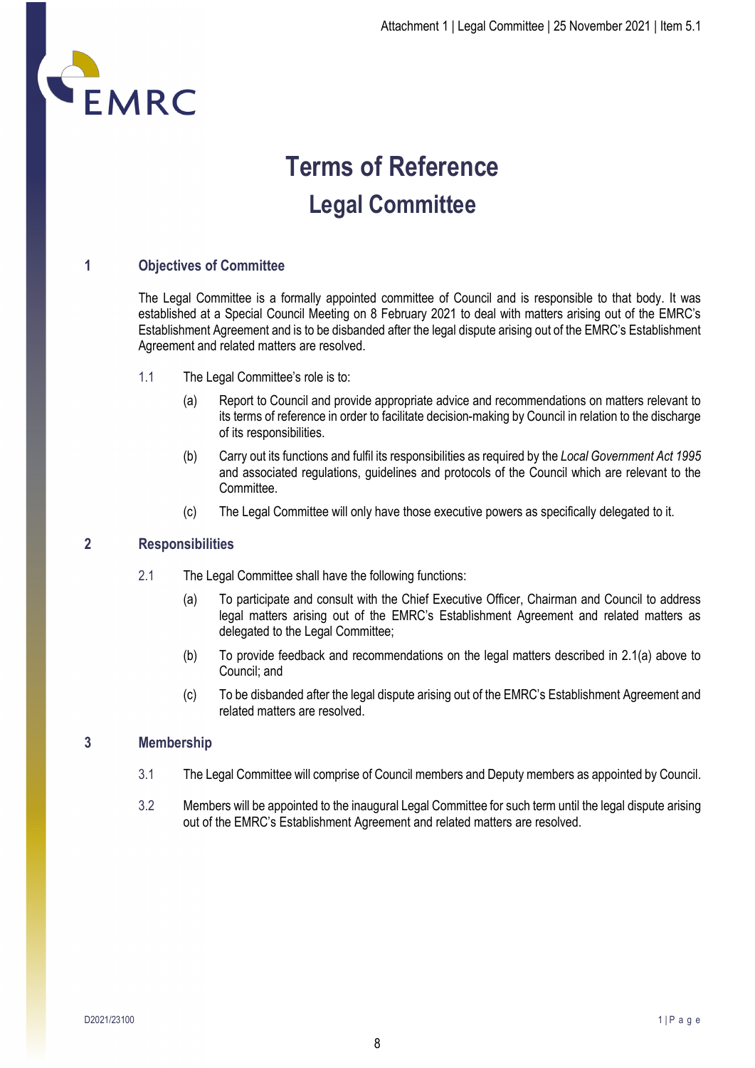# Terms of Reference
## Legal Committee

### 1 Objectives of Committee

The Legal Committee is a formally appointed committee of Council and is responsible to that body. It was established at a Special Council Meeting on 8 February 2021 to deal with matters arising out of the EMRC's Establishment Agreement and is to be disbanded after the legal dispute arising out of the EMRC's Establishment Agreement and related matters are resolved.

1.1 The Legal Committee's role is to:

(a) Report to Council and provide appropriate advice and recommendations on matters relevant to its terms of reference in order to facilitate decision-making by Council in relation to the discharge of its responsibilities.

(b) Carry out its functions and fulfil its responsibilities as required by the *Local Government Act 1995* and associated regulations, guidelines and protocols of the Council which are relevant to the Committee.

(c) The Legal Committee will only have those executive powers as specifically delegated to it.

### 2 Responsibilities

2.1 The Legal Committee shall have the following functions:

(a) To participate and consult with the Chief Executive Officer, Chairman and Council to address legal matters arising out of the EMRC's Establishment Agreement and related matters as delegated to the Legal Committee;

(b) To provide feedback and recommendations on the legal matters described in 2.1(a) above to Council; and

(c) To be disbanded after the legal dispute arising out of the EMRC's Establishment Agreement and related matters are resolved.

### 3 Membership

3.1 The Legal Committee will comprise of Council members and Deputy members as appointed by Council.

3.2 Members will be appointed to the inaugural Legal Committee for such term until the legal dispute arising out of the EMRC's Establishment Agreement and related matters are resolved.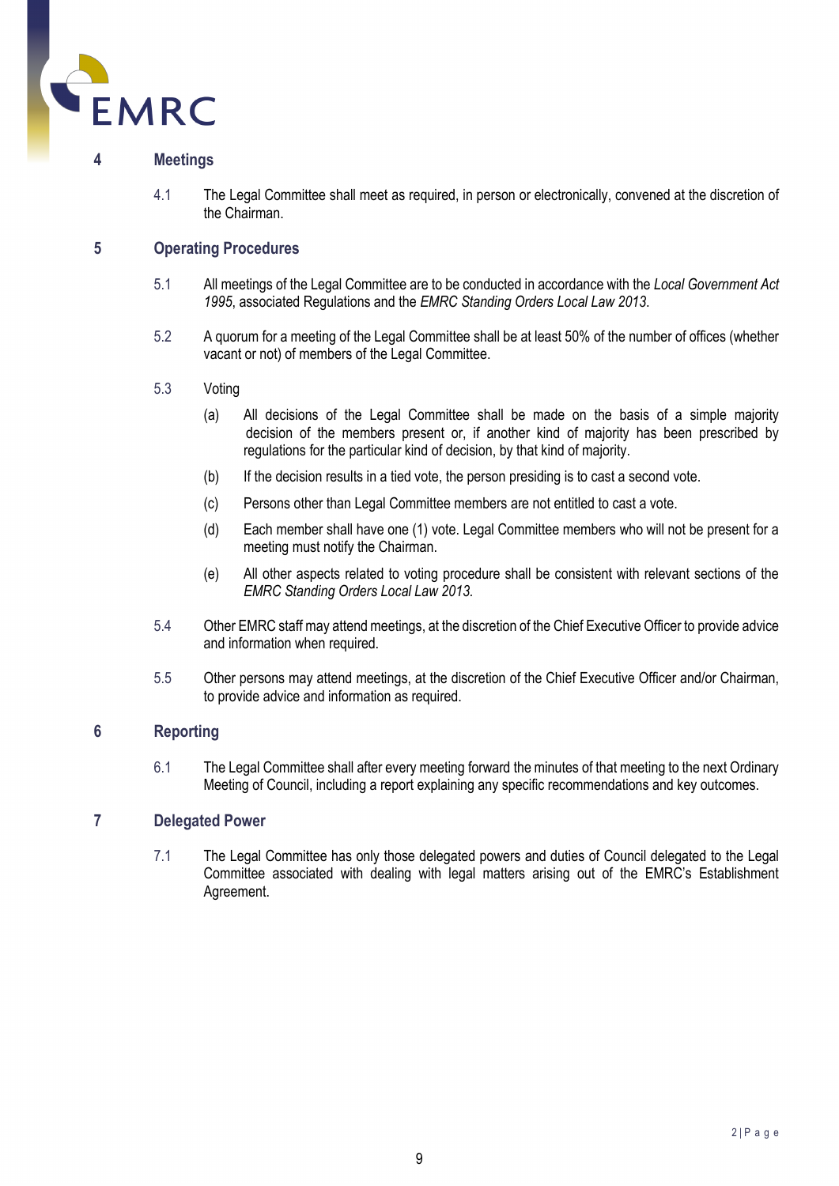## 4 Meetings

4.1 The Legal Committee shall meet as required, in person or electronically, convened at the discretion of the Chairman.

## 5 Operating Procedures

5.1 All meetings of the Legal Committee are to be conducted in accordance with the *Local Government Act 1995*, associated Regulations and the *EMRC Standing Orders Local Law 2013*.

5.2 A quorum for a meeting of the Legal Committee shall be at least 50% of the number of offices (whether vacant or not) of members of the Legal Committee.

5.3 Voting

(a) All decisions of the Legal Committee shall be made on the basis of a simple majority decision of the members present or, if another kind of majority has been prescribed by regulations for the particular kind of decision, by that kind of majority.

(b) If the decision results in a tied vote, the person presiding is to cast a second vote.

(c) Persons other than Legal Committee members are not entitled to cast a vote.

(d) Each member shall have one (1) vote. Legal Committee members who will not be present for a meeting must notify the Chairman.

(e) All other aspects related to voting procedure shall be consistent with relevant sections of the *EMRC Standing Orders Local Law 2013.*

5.4 Other EMRC staff may attend meetings, at the discretion of the Chief Executive Officer to provide advice and information when required.

5.5 Other persons may attend meetings, at the discretion of the Chief Executive Officer and/or Chairman, to provide advice and information as required.

## 6 Reporting

6.1 The Legal Committee shall after every meeting forward the minutes of that meeting to the next Ordinary Meeting of Council, including a report explaining any specific recommendations and key outcomes.

## 7 Delegated Power

7.1 The Legal Committee has only those delegated powers and duties of Council delegated to the Legal Committee associated with dealing with legal matters arising out of the EMRC's Establishment Agreement.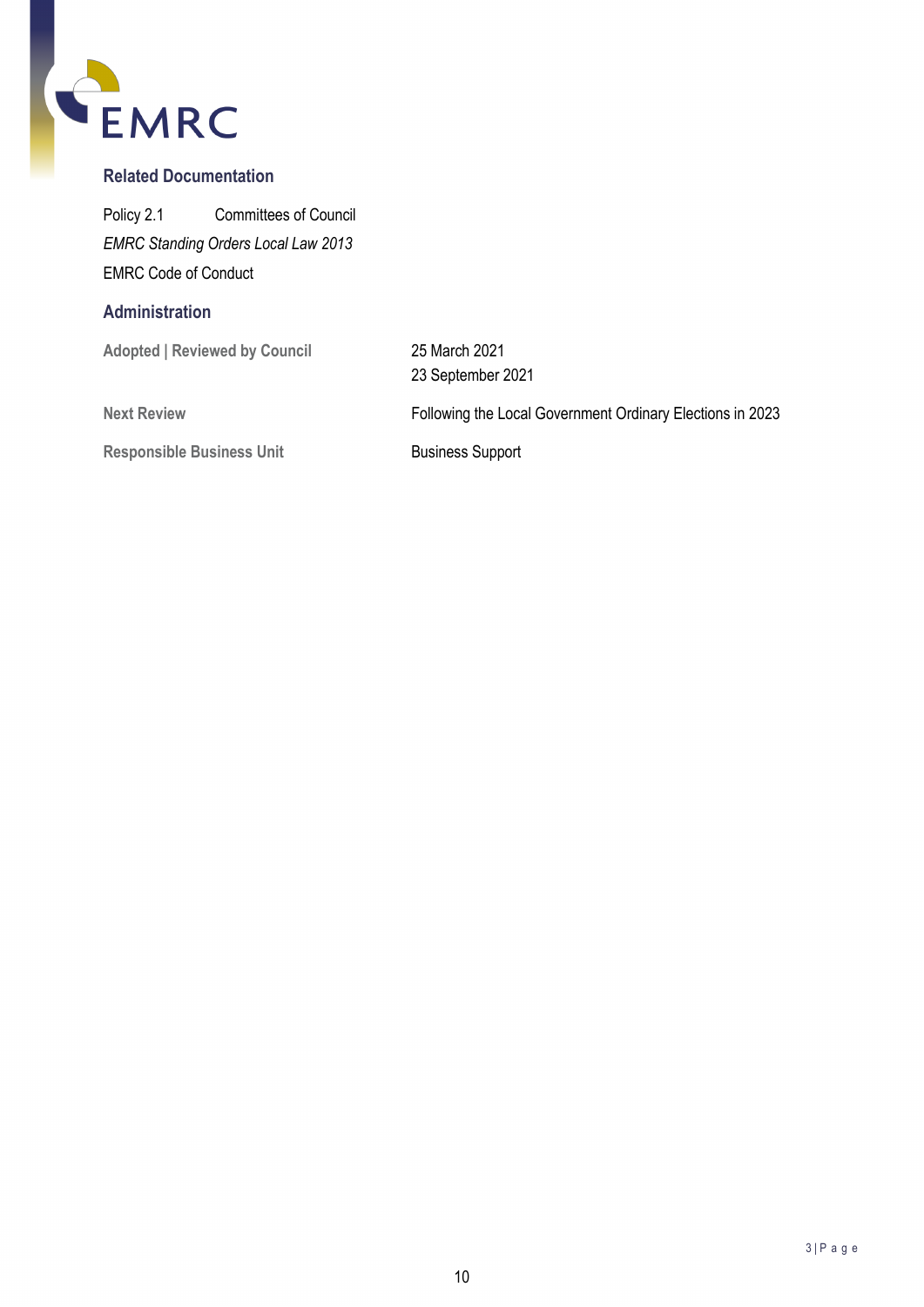## Related Documentation

Policy 2.1 Committees of Council

*EMRC Standing Orders Local Law 2013*

EMRC Code of Conduct

## Administration

| | |
|---|---|
| **Adopted \| Reviewed by Council** | 25 March 2021<br>23 September 2021 |
| **Next Review** | Following the Local Government Ordinary Elections in 2023 |
| **Responsible Business Unit** | Business Support |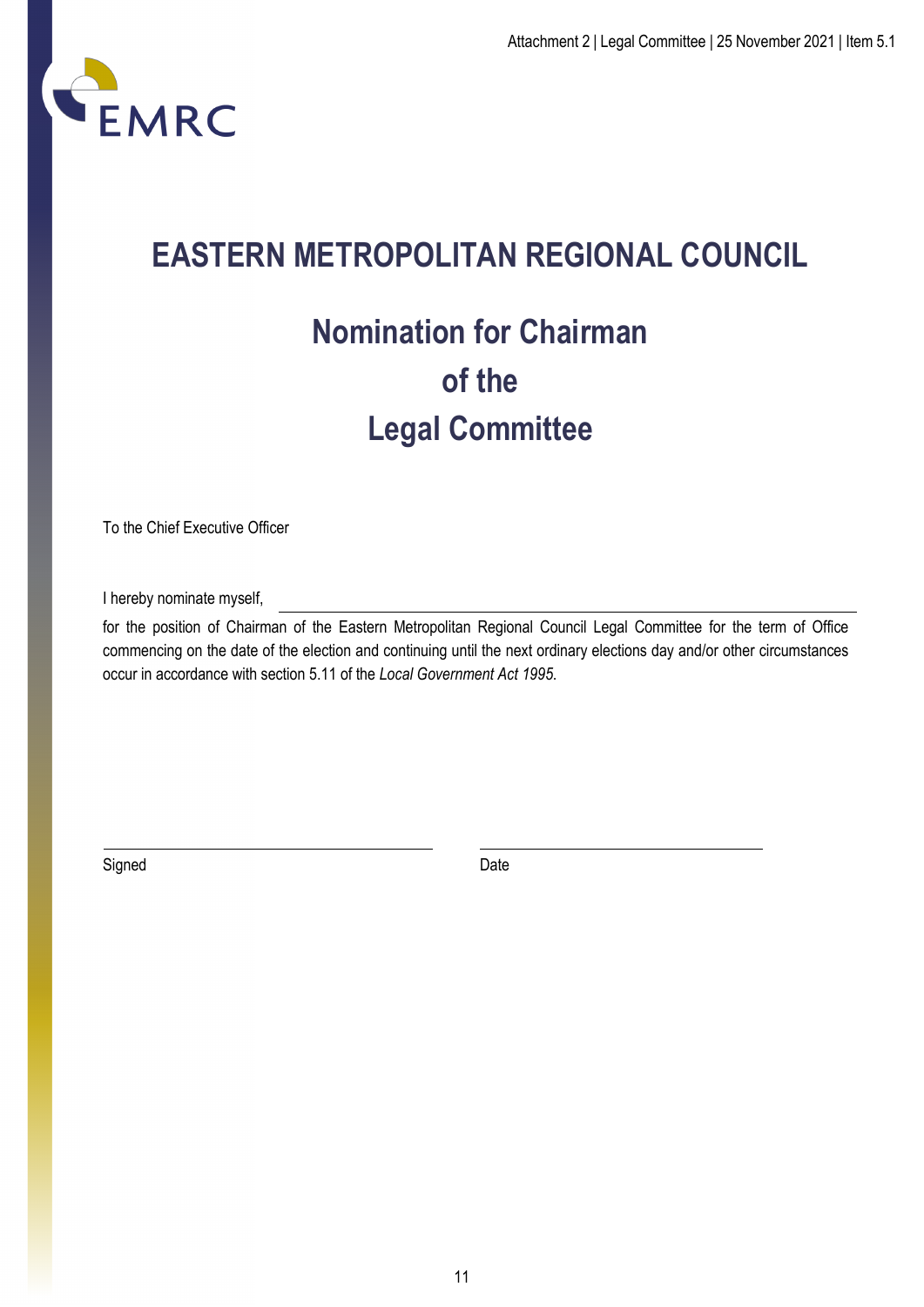# EASTERN METROPOLITAN REGIONAL COUNCIL

## Nomination for Chairman of the Legal Committee

To the Chief Executive Officer

I hereby nominate myself, \_\_\_\_\_\_\_\_\_\_\_\_\_\_\_\_\_\_\_\_\_\_\_\_\_\_\_\_\_\_\_\_\_\_\_\_\_\_\_\_

for the position of Chairman of the Eastern Metropolitan Regional Council Legal Committee for the term of Office commencing on the date of the election and continuing until the next ordinary elections day and/or other circumstances occur in accordance with section 5.11 of the *Local Government Act 1995.*

\_\_\_\_\_\_\_\_\_\_\_\_\_\_\_\_\_\_\_\_\_\_\_\_\_\_\_\_\_\_ \_\_\_\_\_\_\_\_\_\_\_\_\_\_\_\_\_\_\_\_\_\_\_\_\_\_\_\_\_\_

Signed Date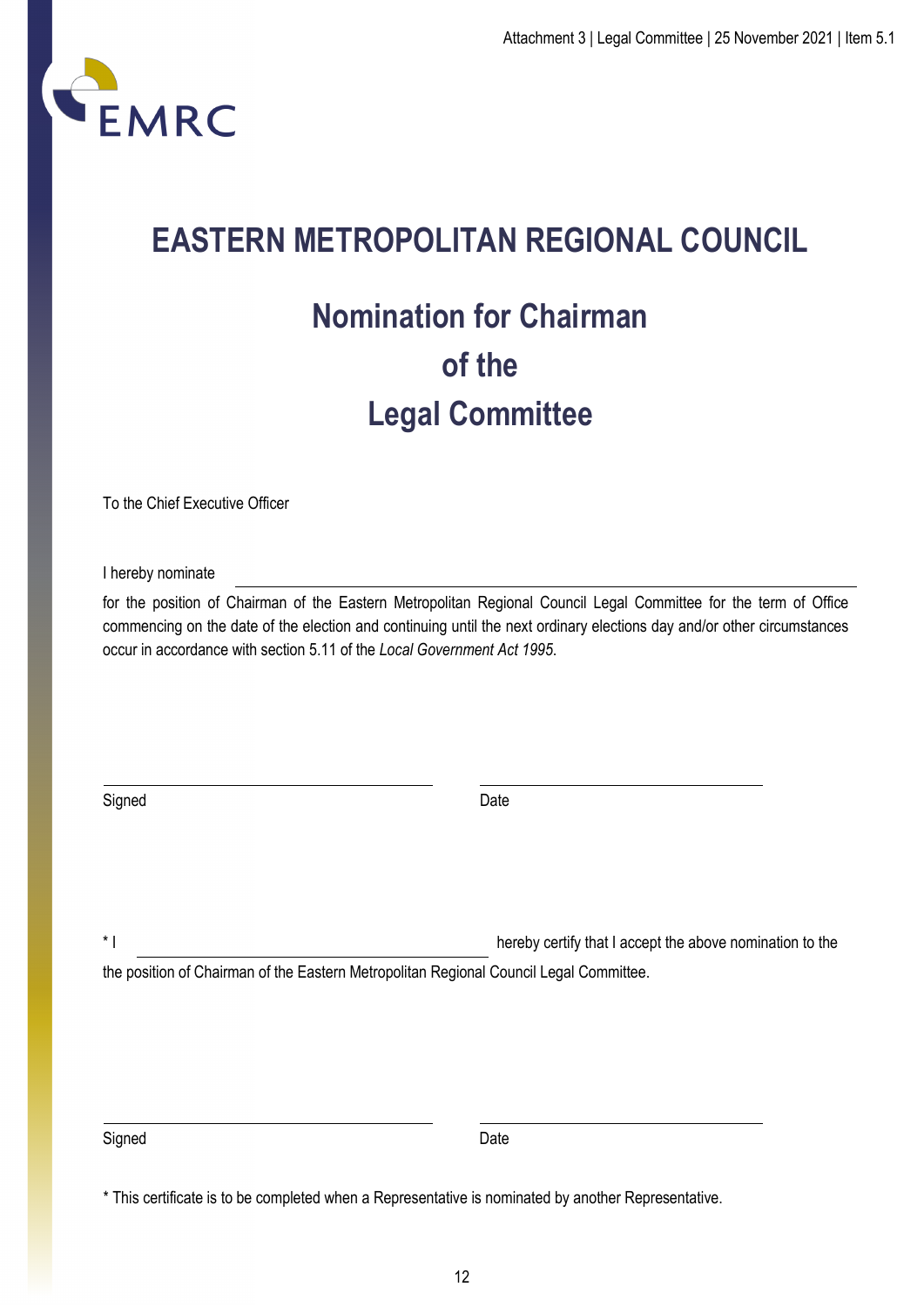EMRC

# EASTERN METROPOLITAN REGIONAL COUNCIL

## Nomination for Chairman of the Legal Committee

To the Chief Executive Officer

I hereby nominate \_\_\_\_\_\_\_\_\_\_\_\_\_\_\_\_\_\_\_\_\_\_\_\_\_\_\_\_\_\_\_\_\_\_\_\_\_\_\_\_

for the position of Chairman of the Eastern Metropolitan Regional Council Legal Committee for the term of Office commencing on the date of the election and continuing until the next ordinary elections day and/or other circumstances occur in accordance with section 5.11 of the *Local Government Act 1995*.

\_\_\_\_\_\_\_\_\_\_\_\_\_\_\_\_\_\_\_\_\_\_\_\_\_\_\_\_\_\_ \_\_\_\_\_\_\_\_\_\_\_\_\_\_\_\_\_\_\_\_\_\_\_\_\_\_
Signed Date

\* I \_\_\_\_\_\_\_\_\_\_\_\_\_\_\_\_\_\_\_\_\_\_\_\_\_\_\_\_\_\_\_\_\_\_ hereby certify that I accept the above nomination to the the position of Chairman of the Eastern Metropolitan Regional Council Legal Committee.

\_\_\_\_\_\_\_\_\_\_\_\_\_\_\_\_\_\_\_\_\_\_\_\_\_\_\_\_\_\_ \_\_\_\_\_\_\_\_\_\_\_\_\_\_\_\_\_\_\_\_\_\_\_\_\_\_
Signed Date

\* This certificate is to be completed when a Representative is nominated by another Representative.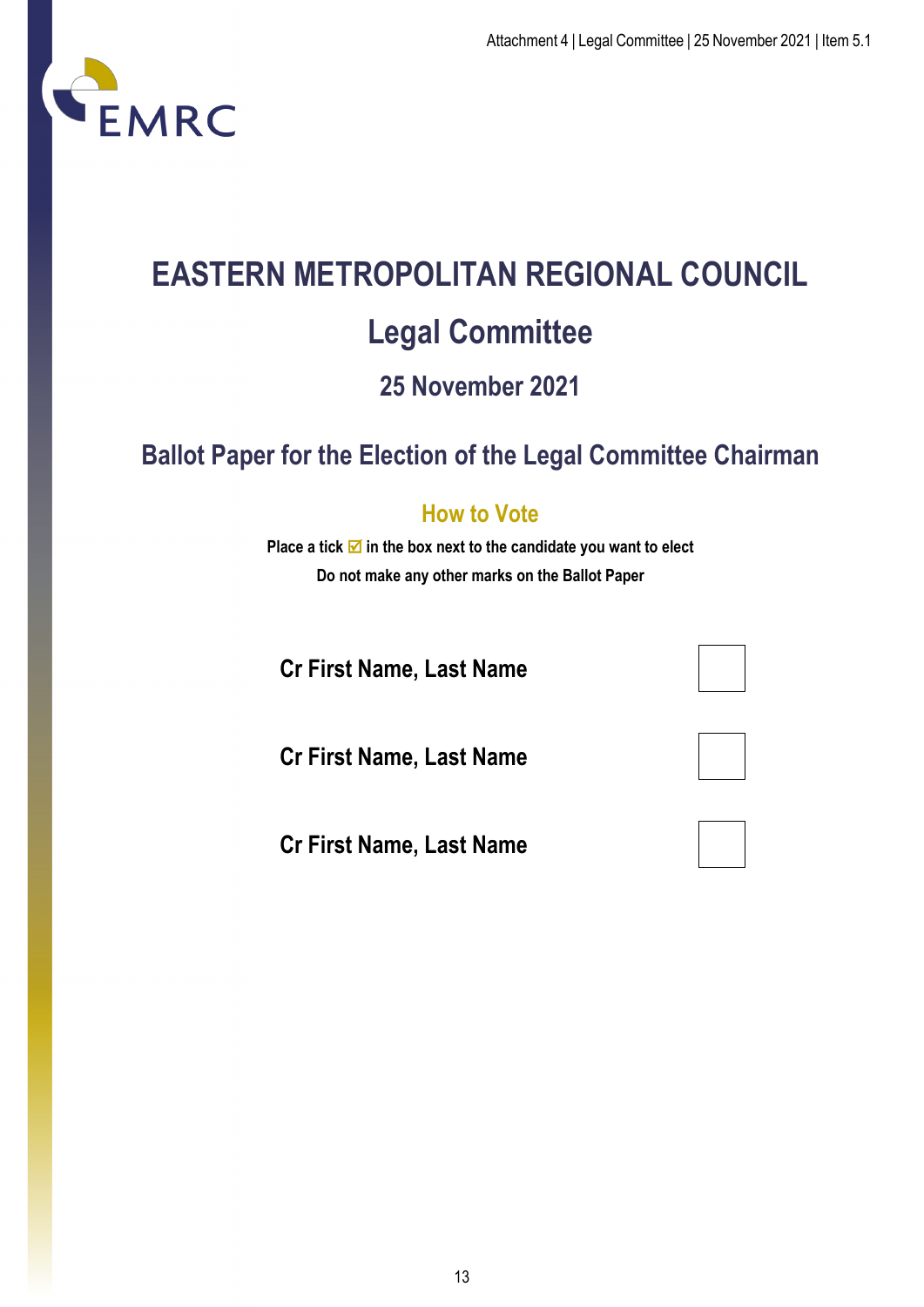# EASTERN METROPOLITAN REGIONAL COUNCIL

## Legal Committee

### 25 November 2021

## Ballot Paper for the Election of the Legal Committee Chairman

### How to Vote

**Place a tick ☑ in the box next to the candidate you want to elect**

**Do not make any other marks on the Ballot Paper**

| | |
|---|---|
| **Cr First Name, Last Name** | ☐ |
| **Cr First Name, Last Name** | ☐ |
| **Cr First Name, Last Name** | ☐ |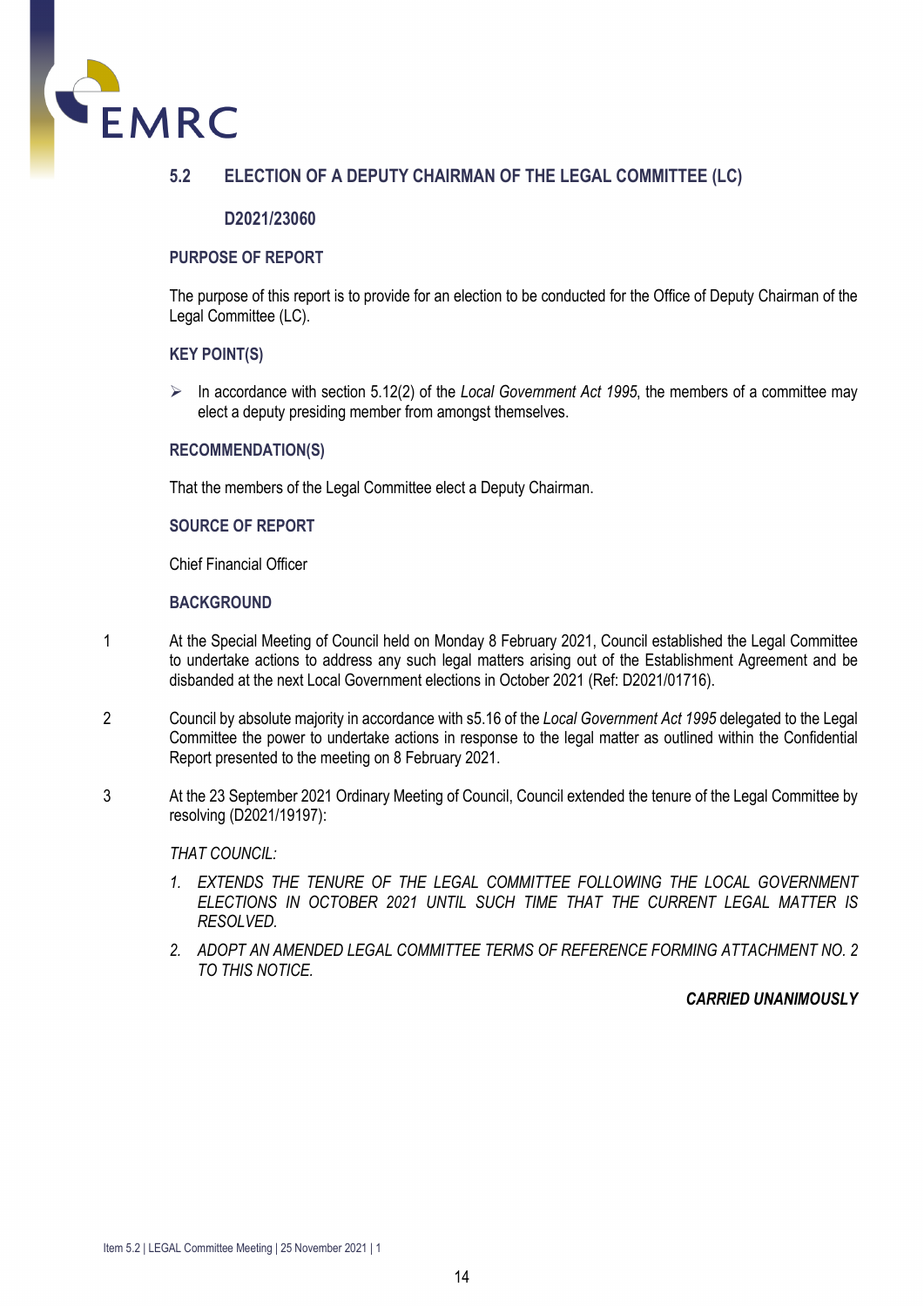## 5.2 ELECTION OF A DEPUTY CHAIRMAN OF THE LEGAL COMMITTEE (LC)

**D2021/23060**

### PURPOSE OF REPORT

The purpose of this report is to provide for an election to be conducted for the Office of Deputy Chairman of the Legal Committee (LC).

### KEY POINT(S)

- In accordance with section 5.12(2) of the *Local Government Act 1995*, the members of a committee may elect a deputy presiding member from amongst themselves.

### RECOMMENDATION(S)

That the members of the Legal Committee elect a Deputy Chairman.

### SOURCE OF REPORT

Chief Financial Officer

### BACKGROUND

1 At the Special Meeting of Council held on Monday 8 February 2021, Council established the Legal Committee to undertake actions to address any such legal matters arising out of the Establishment Agreement and be disbanded at the next Local Government elections in October 2021 (Ref: D2021/01716).

2 Council by absolute majority in accordance with s5.16 of the *Local Government Act 1995* delegated to the Legal Committee the power to undertake actions in response to the legal matter as outlined within the Confidential Report presented to the meeting on 8 February 2021.

3 At the 23 September 2021 Ordinary Meeting of Council, Council extended the tenure of the Legal Committee by resolving (D2021/19197):

*THAT COUNCIL:*

1. *EXTENDS THE TENURE OF THE LEGAL COMMITTEE FOLLOWING THE LOCAL GOVERNMENT ELECTIONS IN OCTOBER 2021 UNTIL SUCH TIME THAT THE CURRENT LEGAL MATTER IS RESOLVED.*
2. *ADOPT AN AMENDED LEGAL COMMITTEE TERMS OF REFERENCE FORMING ATTACHMENT NO. 2 TO THIS NOTICE.*

***CARRIED UNANIMOUSLY***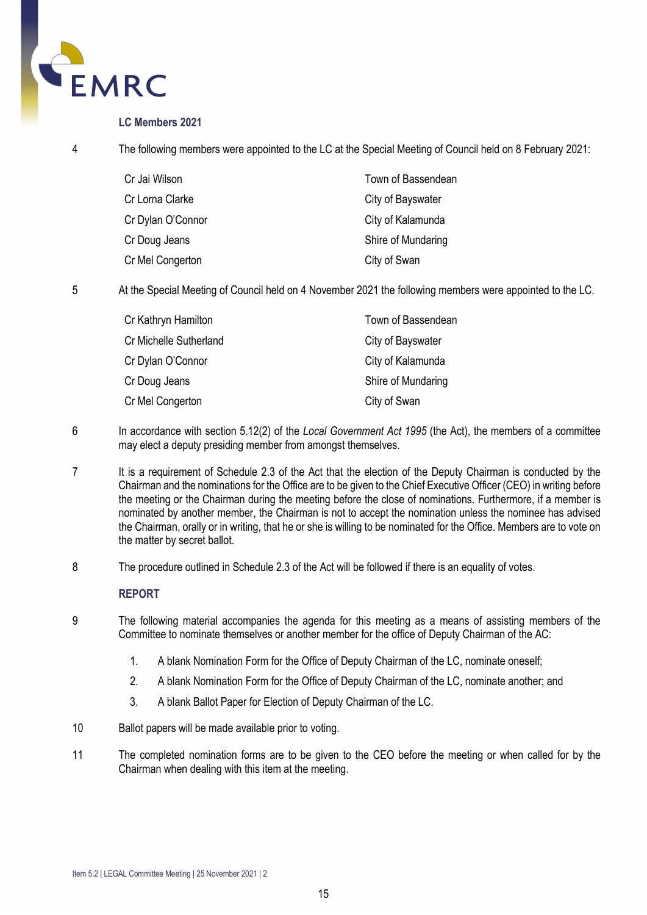**LC Members 2021**

4 The following members were appointed to the LC at the Special Meeting of Council held on 8 February 2021:

| | |
|---|---|
| Cr Jai Wilson | Town of Bassendean |
| Cr Lorna Clarke | City of Bayswater |
| Cr Dylan O'Connor | City of Kalamunda |
| Cr Doug Jeans | Shire of Mundaring |
| Cr Mel Congerton | City of Swan |

5 At the Special Meeting of Council held on 4 November 2021 the following members were appointed to the LC.

| | |
|---|---|
| Cr Kathryn Hamilton | Town of Bassendean |
| Cr Michelle Sutherland | City of Bayswater |
| Cr Dylan O'Connor | City of Kalamunda |
| Cr Doug Jeans | Shire of Mundaring |
| Cr Mel Congerton | City of Swan |

6 In accordance with section 5.12(2) of the *Local Government Act 1995* (the Act), the members of a committee may elect a deputy presiding member from amongst themselves.

7 It is a requirement of Schedule 2.3 of the Act that the election of the Deputy Chairman is conducted by the Chairman and the nominations for the Office are to be given to the Chief Executive Officer (CEO) in writing before the meeting or the Chairman during the meeting before the close of nominations. Furthermore, if a member is nominated by another member, the Chairman is not to accept the nomination unless the nominee has advised the Chairman, orally or in writing, that he or she is willing to be nominated for the Office. Members are to vote on the matter by secret ballot.

8 The procedure outlined in Schedule 2.3 of the Act will be followed if there is an equality of votes.

**REPORT**

9 The following material accompanies the agenda for this meeting as a means of assisting members of the Committee to nominate themselves or another member for the office of Deputy Chairman of the AC:

1. A blank Nomination Form for the Office of Deputy Chairman of the LC, nominate oneself;
2. A blank Nomination Form for the Office of Deputy Chairman of the LC, nominate another; and
3. A blank Ballot Paper for Election of Deputy Chairman of the LC.

10 Ballot papers will be made available prior to voting.

11 The completed nomination forms are to be given to the CEO before the meeting or when called for by the Chairman when dealing with this item at the meeting.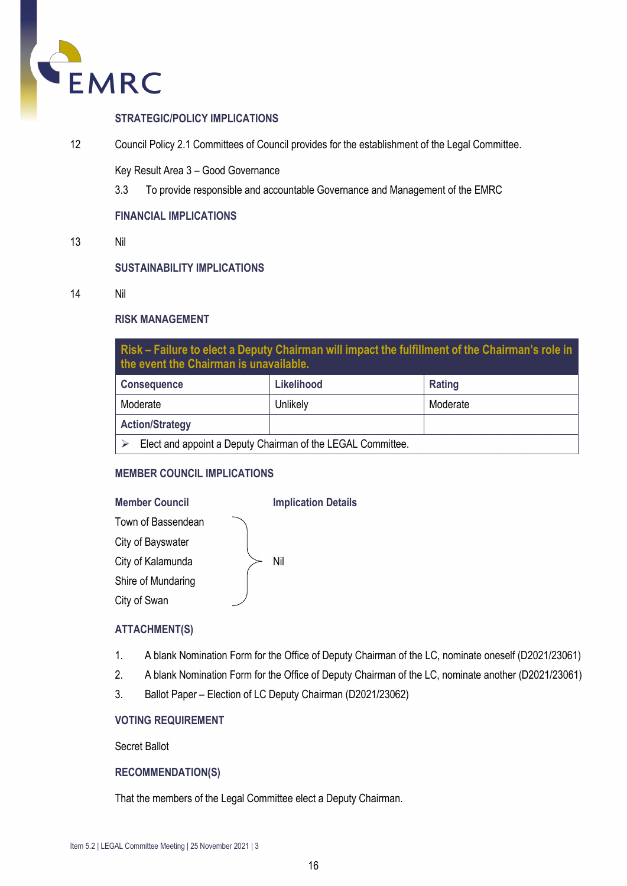## STRATEGIC/POLICY IMPLICATIONS

12 Council Policy 2.1 Committees of Council provides for the establishment of the Legal Committee.

Key Result Area 3 – Good Governance

3.3 To provide responsible and accountable Governance and Management of the EMRC

## FINANCIAL IMPLICATIONS

13 Nil

## SUSTAINABILITY IMPLICATIONS

14 Nil

## RISK MANAGEMENT

| Risk – Failure to elect a Deputy Chairman will impact the fulfillment of the Chairman's role in the event the Chairman is unavailable. | | |
|---|---|---|
| **Consequence** | **Likelihood** | **Rating** |
| Moderate | Unlikely | Moderate |
| **Action/Strategy** | | |
| ➢ Elect and appoint a Deputy Chairman of the LEGAL Committee. | | |

## MEMBER COUNCIL IMPLICATIONS

| Member Council | Implication Details |
|---|---|
| Town of Bassendean<br>City of Bayswater<br>City of Kalamunda<br>Shire of Mundaring<br>City of Swan | Nil |

## ATTACHMENT(S)

1. A blank Nomination Form for the Office of Deputy Chairman of the LC, nominate oneself (D2021/23061)
2. A blank Nomination Form for the Office of Deputy Chairman of the LC, nominate another (D2021/23061)
3. Ballot Paper – Election of LC Deputy Chairman (D2021/23062)

## VOTING REQUIREMENT

Secret Ballot

## RECOMMENDATION(S)

That the members of the Legal Committee elect a Deputy Chairman.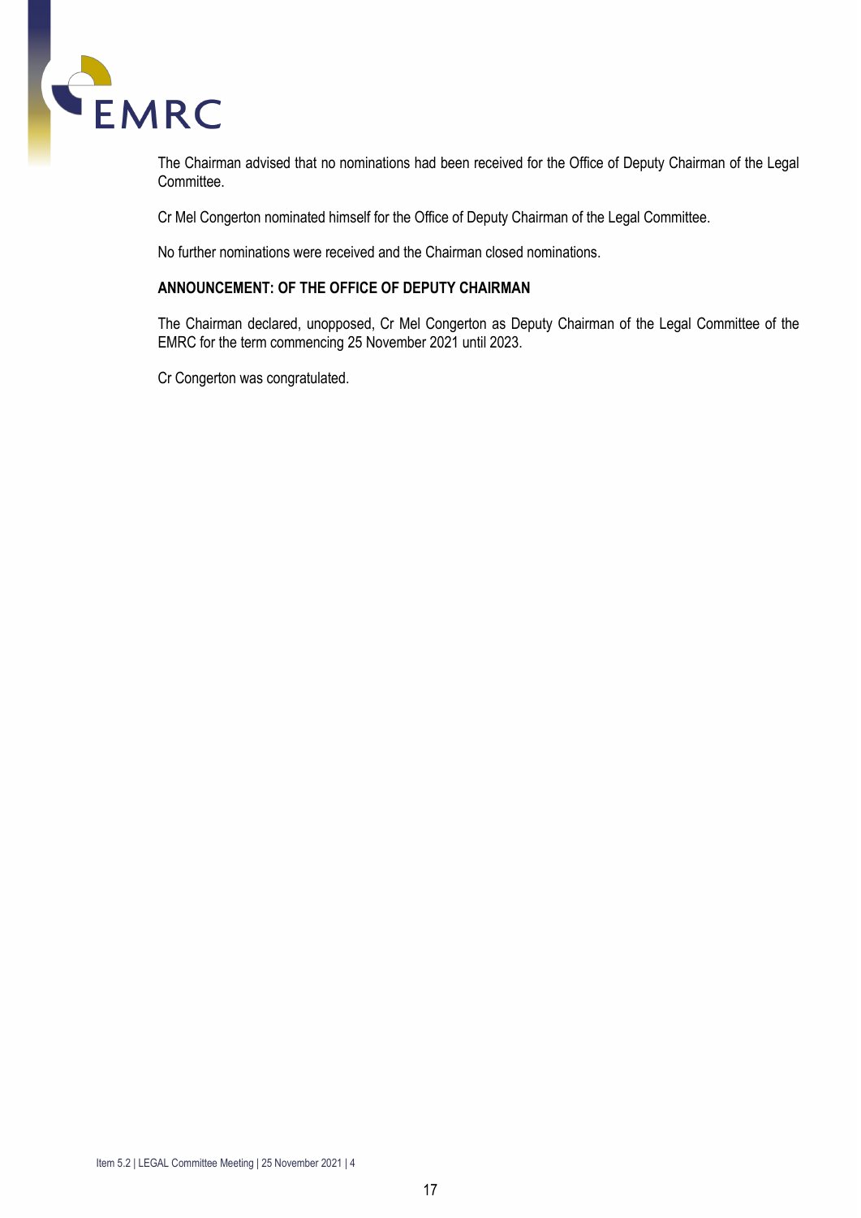The Chairman advised that no nominations had been received for the Office of Deputy Chairman of the Legal Committee.

Cr Mel Congerton nominated himself for the Office of Deputy Chairman of the Legal Committee.

No further nominations were received and the Chairman closed nominations.

**ANNOUNCEMENT: OF THE OFFICE OF DEPUTY CHAIRMAN**

The Chairman declared, unopposed, Cr Mel Congerton as Deputy Chairman of the Legal Committee of the EMRC for the term commencing 25 November 2021 until 2023.

Cr Congerton was congratulated.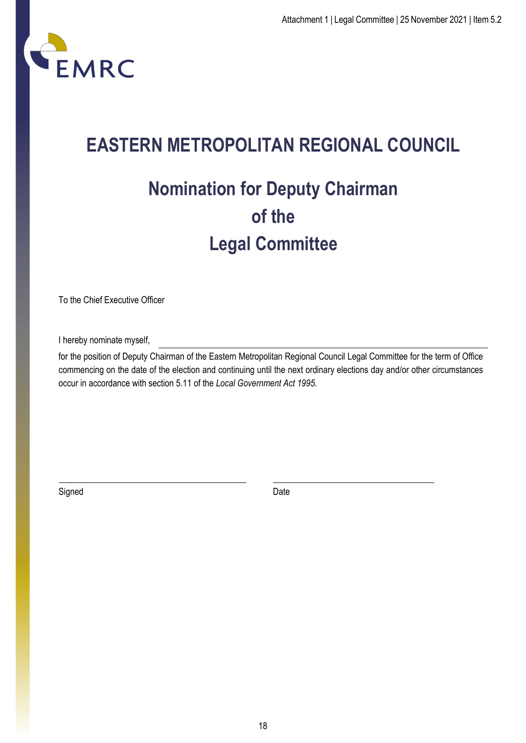# EASTERN METROPOLITAN REGIONAL COUNCIL

## Nomination for Deputy Chairman of the Legal Committee

To the Chief Executive Officer

I hereby nominate myself, \_\_\_\_\_\_\_\_\_\_\_\_\_\_\_\_\_\_\_\_\_\_\_\_\_\_\_\_\_\_\_\_\_\_\_\_\_\_\_\_

for the position of Deputy Chairman of the Eastern Metropolitan Regional Council Legal Committee for the term of Office commencing on the date of the election and continuing until the next ordinary elections day and/or other circumstances occur in accordance with section 5.11 of the *Local Government Act 1995.*

\_\_\_\_\_\_\_\_\_\_\_\_\_\_\_\_\_\_\_\_\_\_\_\_\_\_\_\_\_\_ \_\_\_\_\_\_\_\_\_\_\_\_\_\_\_\_\_\_\_\_\_\_\_\_\_\_\_\_\_\_

Signed Date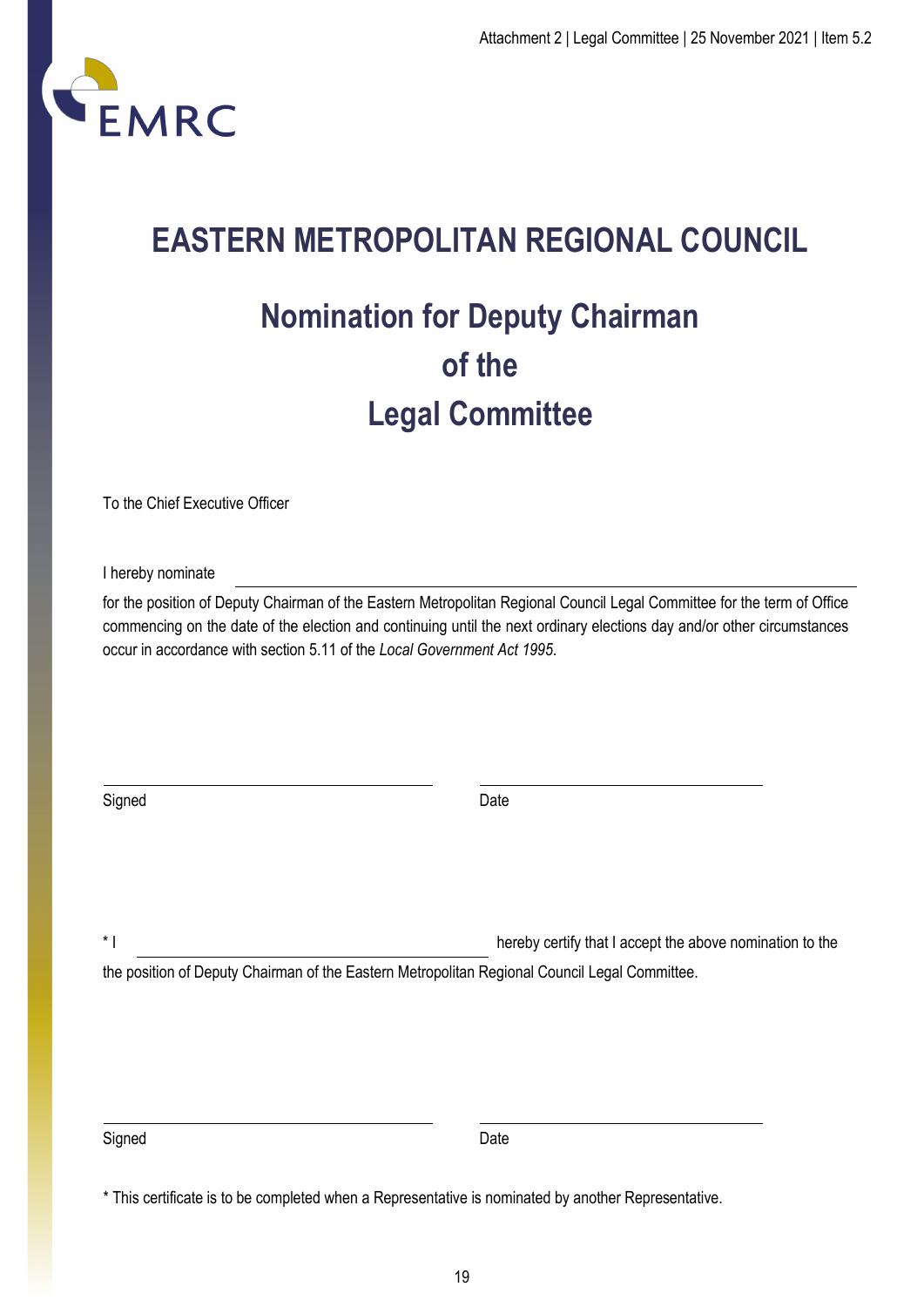EMRC

# EASTERN METROPOLITAN REGIONAL COUNCIL

## Nomination for Deputy Chairman of the Legal Committee

To the Chief Executive Officer

I hereby nominate \_\_\_\_\_\_\_\_\_\_\_\_\_\_\_\_\_\_\_\_\_\_\_\_\_\_\_\_\_\_\_\_\_\_\_\_\_\_\_\_

for the position of Deputy Chairman of the Eastern Metropolitan Regional Council Legal Committee for the term of Office commencing on the date of the election and continuing until the next ordinary elections day and/or other circumstances occur in accordance with section 5.11 of the *Local Government Act 1995*.

\_\_\_\_\_\_\_\_\_\_\_\_\_\_\_\_\_\_\_\_\_\_\_\_\_\_\_\_\_\_ \_\_\_\_\_\_\_\_\_\_\_\_\_\_\_\_\_\_\_\_\_\_\_\_\_\_

Signed Date

* I \_\_\_\_\_\_\_\_\_\_\_\_\_\_\_\_\_\_\_\_\_\_\_\_\_\_\_\_\_\_ hereby certify that I accept the above nomination to the the position of Deputy Chairman of the Eastern Metropolitan Regional Council Legal Committee.

\_\_\_\_\_\_\_\_\_\_\_\_\_\_\_\_\_\_\_\_\_\_\_\_\_\_\_\_\_\_ \_\_\_\_\_\_\_\_\_\_\_\_\_\_\_\_\_\_\_\_\_\_\_\_\_\_

Signed Date

* This certificate is to be completed when a Representative is nominated by another Representative.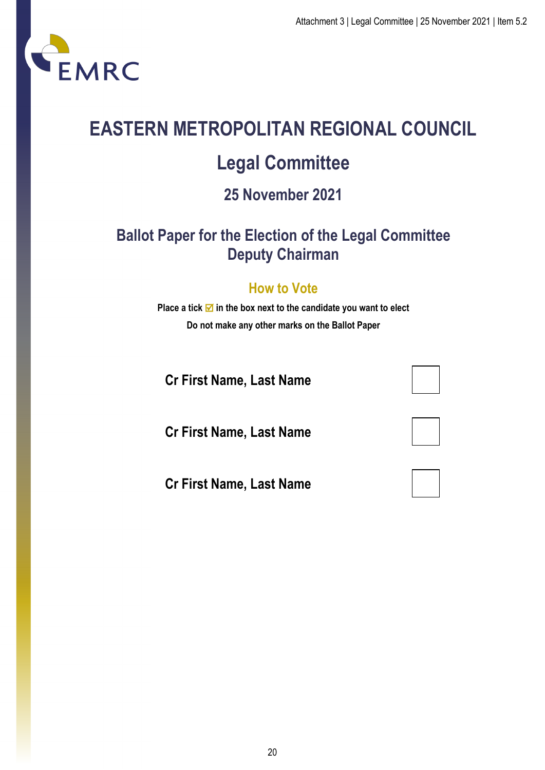# EASTERN METROPOLITAN REGIONAL COUNCIL

## Legal Committee

### 25 November 2021

### Ballot Paper for the Election of the Legal Committee Deputy Chairman

#### How to Vote

**Place a tick ☑ in the box next to the candidate you want to elect**

**Do not make any other marks on the Ballot Paper**

| Candidate | |
|---|---|
| **Cr First Name, Last Name** | ☐ |
| **Cr First Name, Last Name** | ☐ |
| **Cr First Name, Last Name** | ☐ |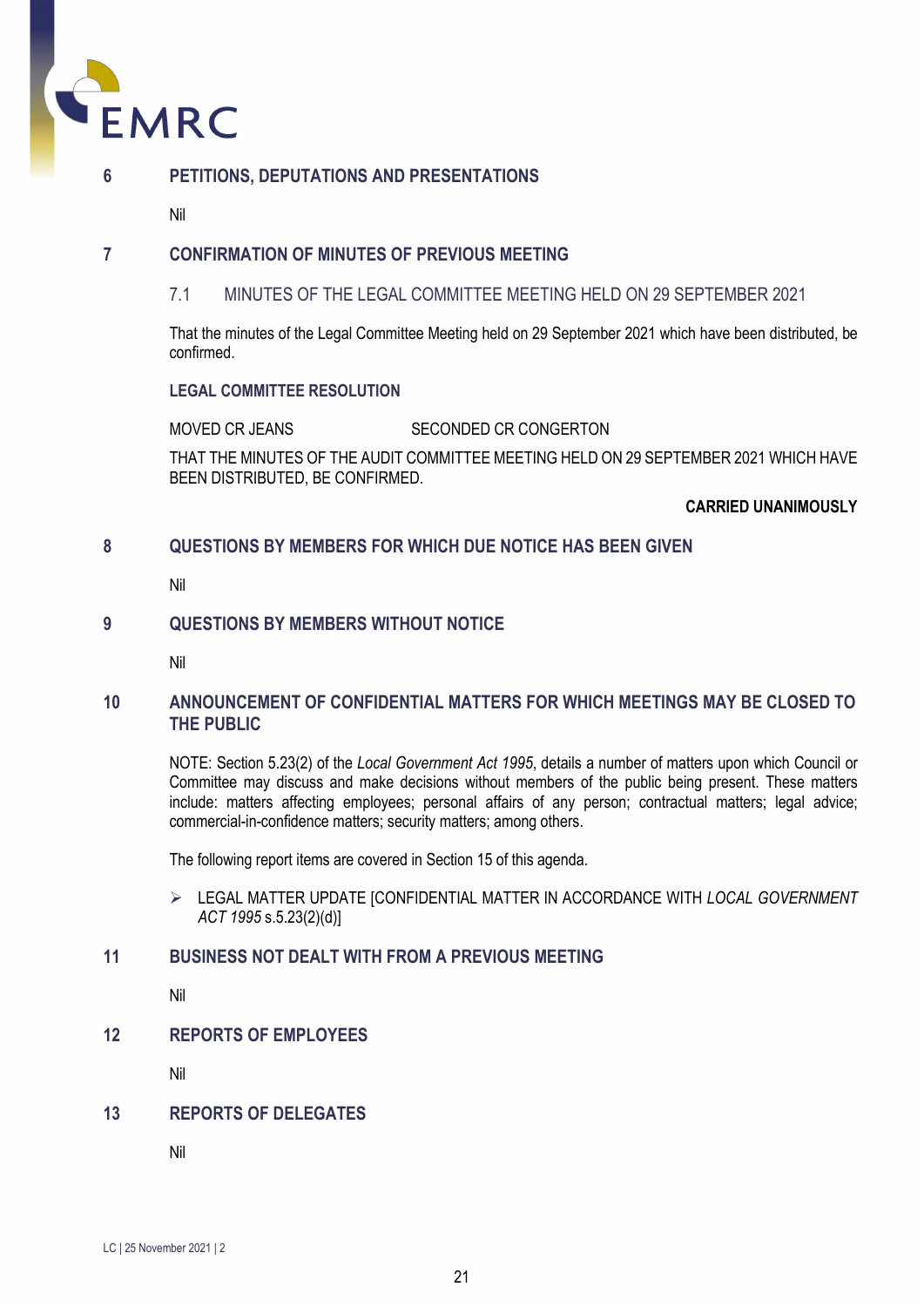## 6 PETITIONS, DEPUTATIONS AND PRESENTATIONS

Nil

## 7 CONFIRMATION OF MINUTES OF PREVIOUS MEETING

### 7.1 MINUTES OF THE LEGAL COMMITTEE MEETING HELD ON 29 SEPTEMBER 2021

That the minutes of the Legal Committee Meeting held on 29 September 2021 which have been distributed, be confirmed.

**LEGAL COMMITTEE RESOLUTION**

MOVED CR JEANS SECONDED CR CONGERTON

THAT THE MINUTES OF THE AUDIT COMMITTEE MEETING HELD ON 29 SEPTEMBER 2021 WHICH HAVE BEEN DISTRIBUTED, BE CONFIRMED.

**CARRIED UNANIMOUSLY**

## 8 QUESTIONS BY MEMBERS FOR WHICH DUE NOTICE HAS BEEN GIVEN

Nil

## 9 QUESTIONS BY MEMBERS WITHOUT NOTICE

Nil

## 10 ANNOUNCEMENT OF CONFIDENTIAL MATTERS FOR WHICH MEETINGS MAY BE CLOSED TO THE PUBLIC

NOTE: Section 5.23(2) of the *Local Government Act 1995*, details a number of matters upon which Council or Committee may discuss and make decisions without members of the public being present. These matters include: matters affecting employees; personal affairs of any person; contractual matters; legal advice; commercial-in-confidence matters; security matters; among others.

The following report items are covered in Section 15 of this agenda.

- LEGAL MATTER UPDATE [CONFIDENTIAL MATTER IN ACCORDANCE WITH *LOCAL GOVERNMENT ACT 1995* s.5.23(2)(d)]

## 11 BUSINESS NOT DEALT WITH FROM A PREVIOUS MEETING

Nil

## 12 REPORTS OF EMPLOYEES

Nil

## 13 REPORTS OF DELEGATES

Nil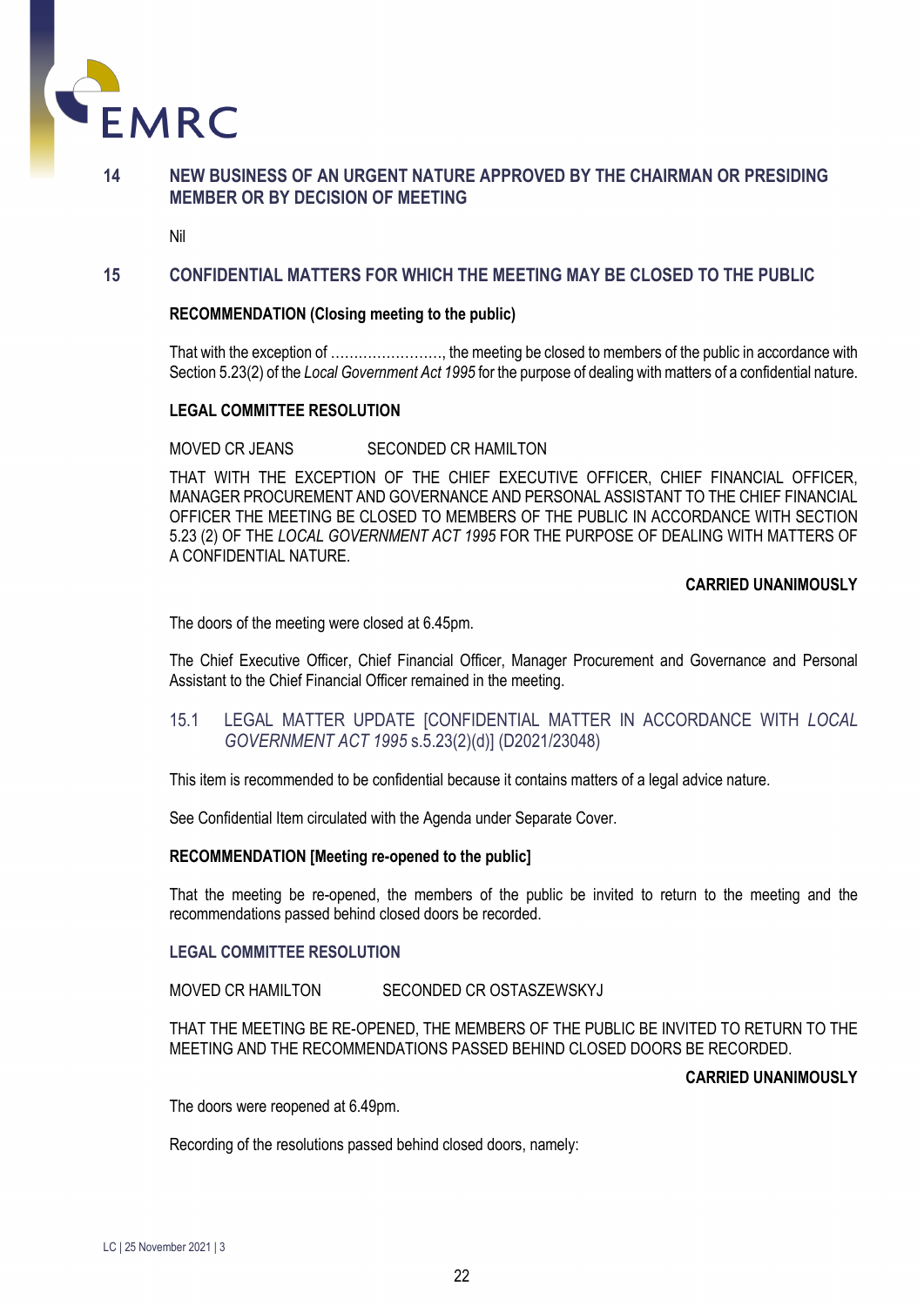## 14 NEW BUSINESS OF AN URGENT NATURE APPROVED BY THE CHAIRMAN OR PRESIDING MEMBER OR BY DECISION OF MEETING

Nil

## 15 CONFIDENTIAL MATTERS FOR WHICH THE MEETING MAY BE CLOSED TO THE PUBLIC

**RECOMMENDATION (Closing meeting to the public)**

That with the exception of ……………………, the meeting be closed to members of the public in accordance with Section 5.23(2) of the *Local Government Act 1995* for the purpose of dealing with matters of a confidential nature.

**LEGAL COMMITTEE RESOLUTION**

MOVED CR JEANS SECONDED CR HAMILTON

THAT WITH THE EXCEPTION OF THE CHIEF EXECUTIVE OFFICER, CHIEF FINANCIAL OFFICER, MANAGER PROCUREMENT AND GOVERNANCE AND PERSONAL ASSISTANT TO THE CHIEF FINANCIAL OFFICER THE MEETING BE CLOSED TO MEMBERS OF THE PUBLIC IN ACCORDANCE WITH SECTION 5.23 (2) OF THE *LOCAL GOVERNMENT ACT 1995* FOR THE PURPOSE OF DEALING WITH MATTERS OF A CONFIDENTIAL NATURE.

**CARRIED UNANIMOUSLY**

The doors of the meeting were closed at 6.45pm.

The Chief Executive Officer, Chief Financial Officer, Manager Procurement and Governance and Personal Assistant to the Chief Financial Officer remained in the meeting.

### 15.1 LEGAL MATTER UPDATE [CONFIDENTIAL MATTER IN ACCORDANCE WITH *LOCAL GOVERNMENT ACT 1995* s.5.23(2)(d)] (D2021/23048)

This item is recommended to be confidential because it contains matters of a legal advice nature.

See Confidential Item circulated with the Agenda under Separate Cover.

**RECOMMENDATION [Meeting re-opened to the public]**

That the meeting be re-opened, the members of the public be invited to return to the meeting and the recommendations passed behind closed doors be recorded.

**LEGAL COMMITTEE RESOLUTION**

MOVED CR HAMILTON SECONDED CR OSTASZEWSKYJ

THAT THE MEETING BE RE-OPENED, THE MEMBERS OF THE PUBLIC BE INVITED TO RETURN TO THE MEETING AND THE RECOMMENDATIONS PASSED BEHIND CLOSED DOORS BE RECORDED.

**CARRIED UNANIMOUSLY**

The doors were reopened at 6.49pm.

Recording of the resolutions passed behind closed doors, namely: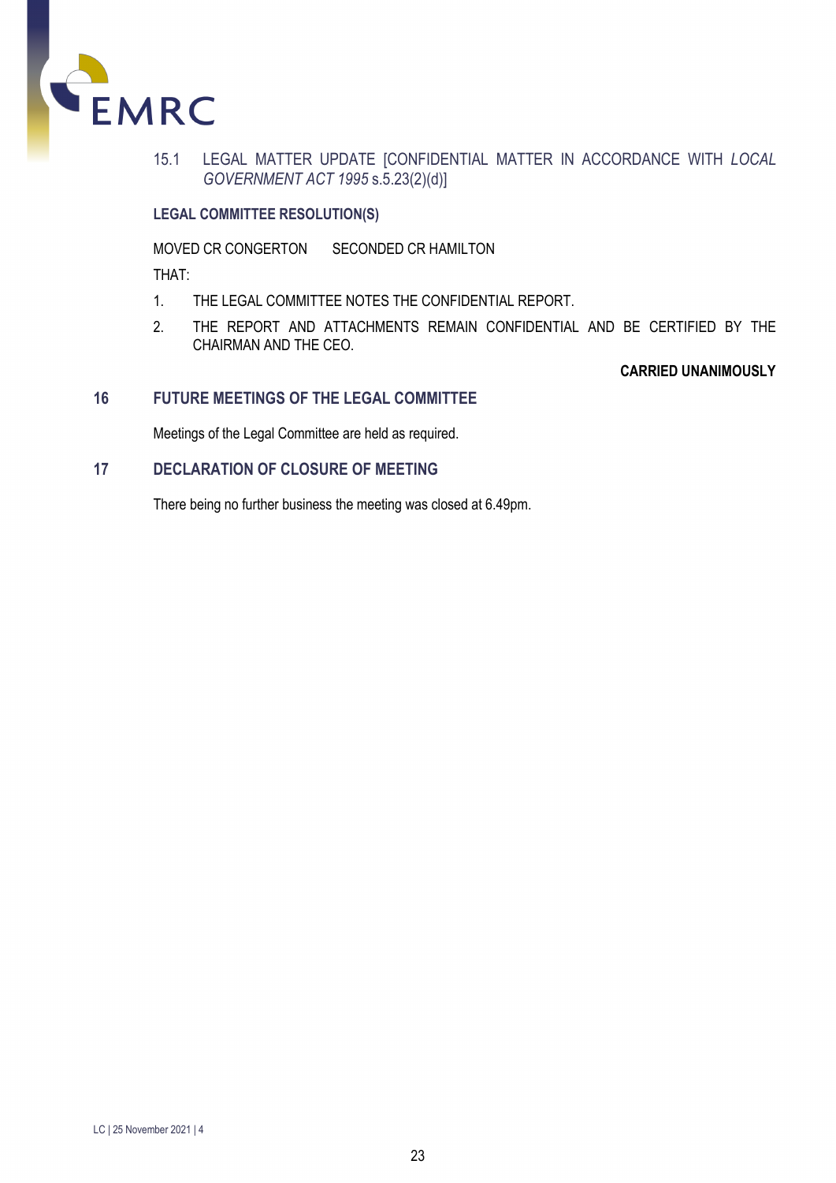15.1 LEGAL MATTER UPDATE [CONFIDENTIAL MATTER IN ACCORDANCE WITH *LOCAL GOVERNMENT ACT 1995* s.5.23(2)(d)]

**LEGAL COMMITTEE RESOLUTION(S)**

MOVED CR CONGERTON SECONDED CR HAMILTON

THAT:

1. THE LEGAL COMMITTEE NOTES THE CONFIDENTIAL REPORT.
2. THE REPORT AND ATTACHMENTS REMAIN CONFIDENTIAL AND BE CERTIFIED BY THE CHAIRMAN AND THE CEO.

**CARRIED UNANIMOUSLY**

## 16 FUTURE MEETINGS OF THE LEGAL COMMITTEE

Meetings of the Legal Committee are held as required.

## 17 DECLARATION OF CLOSURE OF MEETING

There being no further business the meeting was closed at 6.49pm.